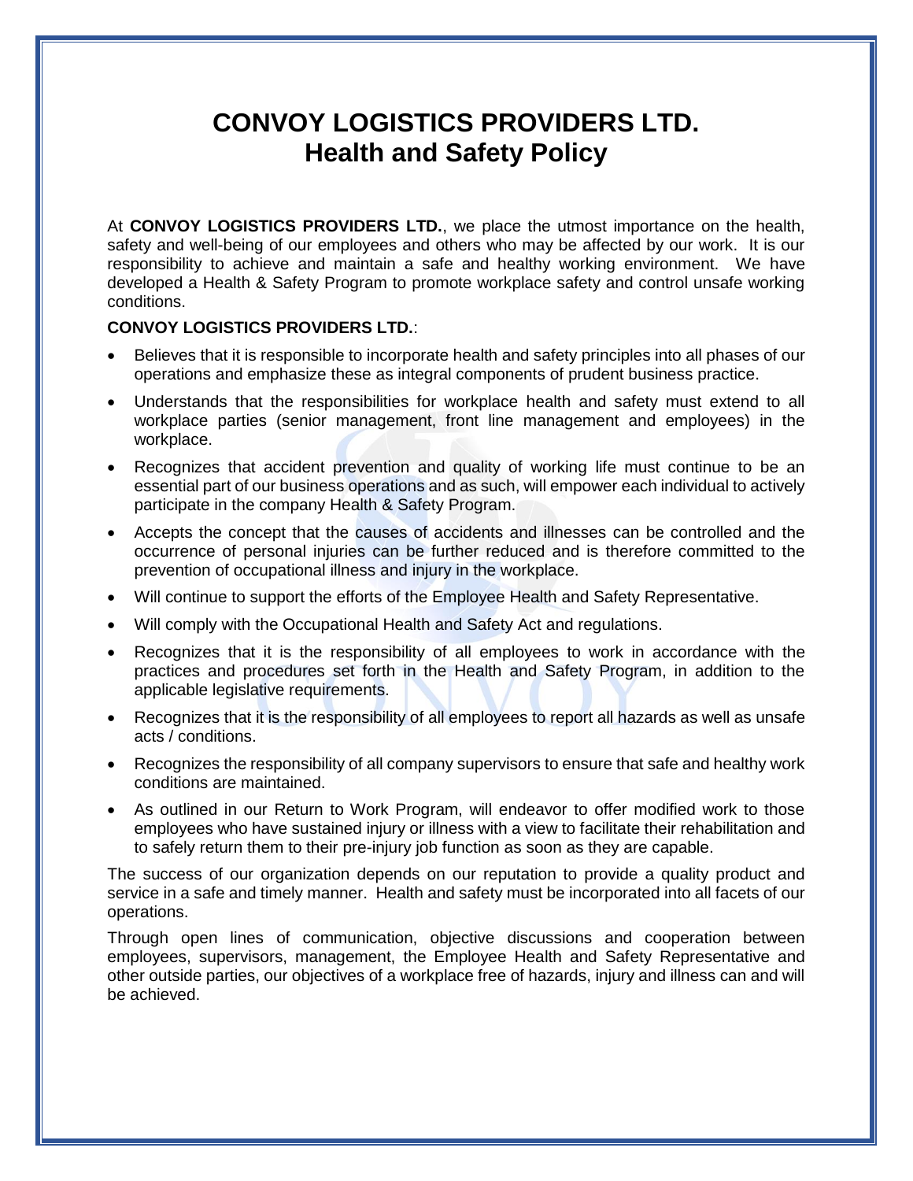# CONVOY LOGISTICS PROVIDERS LTD.
# Health and Safety Policy

At **CONVOY LOGISTICS PROVIDERS LTD.**, we place the utmost importance on the health, safety and well-being of our employees and others who may be affected by our work. It is our responsibility to achieve and maintain a safe and healthy working environment. We have developed a Health & Safety Program to promote workplace safety and control unsafe working conditions.

**CONVOY LOGISTICS PROVIDERS LTD.**:

- Believes that it is responsible to incorporate health and safety principles into all phases of our operations and emphasize these as integral components of prudent business practice.
- Understands that the responsibilities for workplace health and safety must extend to all workplace parties (senior management, front line management and employees) in the workplace.
- Recognizes that accident prevention and quality of working life must continue to be an essential part of our business operations and as such, will empower each individual to actively participate in the company Health & Safety Program.
- Accepts the concept that the causes of accidents and illnesses can be controlled and the occurrence of personal injuries can be further reduced and is therefore committed to the prevention of occupational illness and injury in the workplace.
- Will continue to support the efforts of the Employee Health and Safety Representative.
- Will comply with the Occupational Health and Safety Act and regulations.
- Recognizes that it is the responsibility of all employees to work in accordance with the practices and procedures set forth in the Health and Safety Program, in addition to the applicable legislative requirements.
- Recognizes that it is the responsibility of all employees to report all hazards as well as unsafe acts / conditions.
- Recognizes the responsibility of all company supervisors to ensure that safe and healthy work conditions are maintained.
- As outlined in our Return to Work Program, will endeavor to offer modified work to those employees who have sustained injury or illness with a view to facilitate their rehabilitation and to safely return them to their pre-injury job function as soon as they are capable.

The success of our organization depends on our reputation to provide a quality product and service in a safe and timely manner. Health and safety must be incorporated into all facets of our operations.

Through open lines of communication, objective discussions and cooperation between employees, supervisors, management, the Employee Health and Safety Representative and other outside parties, our objectives of a workplace free of hazards, injury and illness can and will be achieved.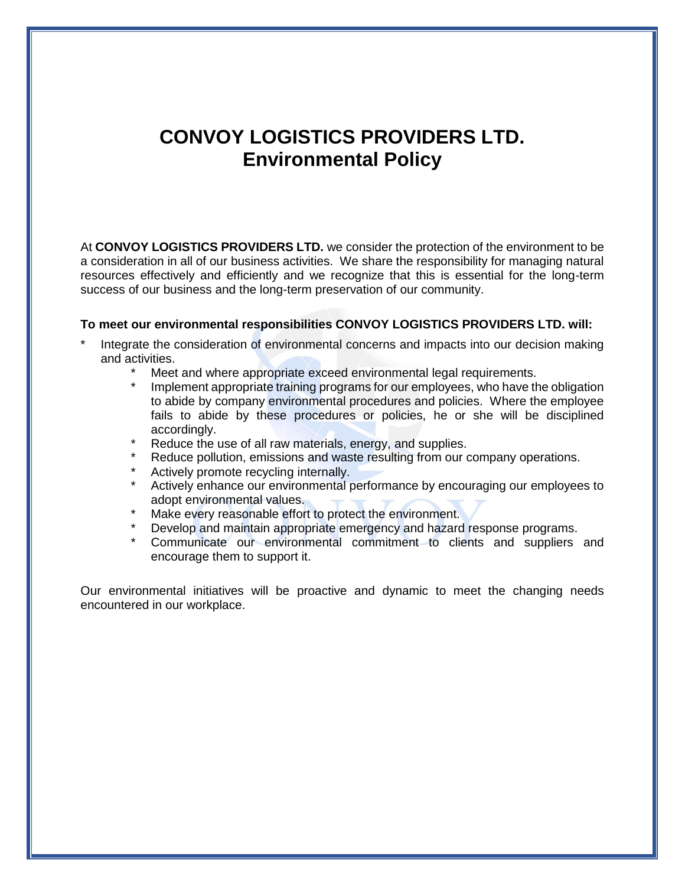# CONVOY LOGISTICS PROVIDERS LTD.
# Environmental Policy

At **CONVOY LOGISTICS PROVIDERS LTD.** we consider the protection of the environment to be a consideration in all of our business activities. We share the responsibility for managing natural resources effectively and efficiently and we recognize that this is essential for the long-term success of our business and the long-term preservation of our community.

**To meet our environmental responsibilities CONVOY LOGISTICS PROVIDERS LTD. will:**

* Integrate the consideration of environmental concerns and impacts into our decision making and activities.
    * Meet and where appropriate exceed environmental legal requirements.
    * Implement appropriate training programs for our employees, who have the obligation to abide by company environmental procedures and policies. Where the employee fails to abide by these procedures or policies, he or she will be disciplined accordingly.
    * Reduce the use of all raw materials, energy, and supplies.
    * Reduce pollution, emissions and waste resulting from our company operations.
    * Actively promote recycling internally.
    * Actively enhance our environmental performance by encouraging our employees to adopt environmental values.
    * Make every reasonable effort to protect the environment.
    * Develop and maintain appropriate emergency and hazard response programs.
    * Communicate our environmental commitment to clients and suppliers and encourage them to support it.

Our environmental initiatives will be proactive and dynamic to meet the changing needs encountered in our workplace.